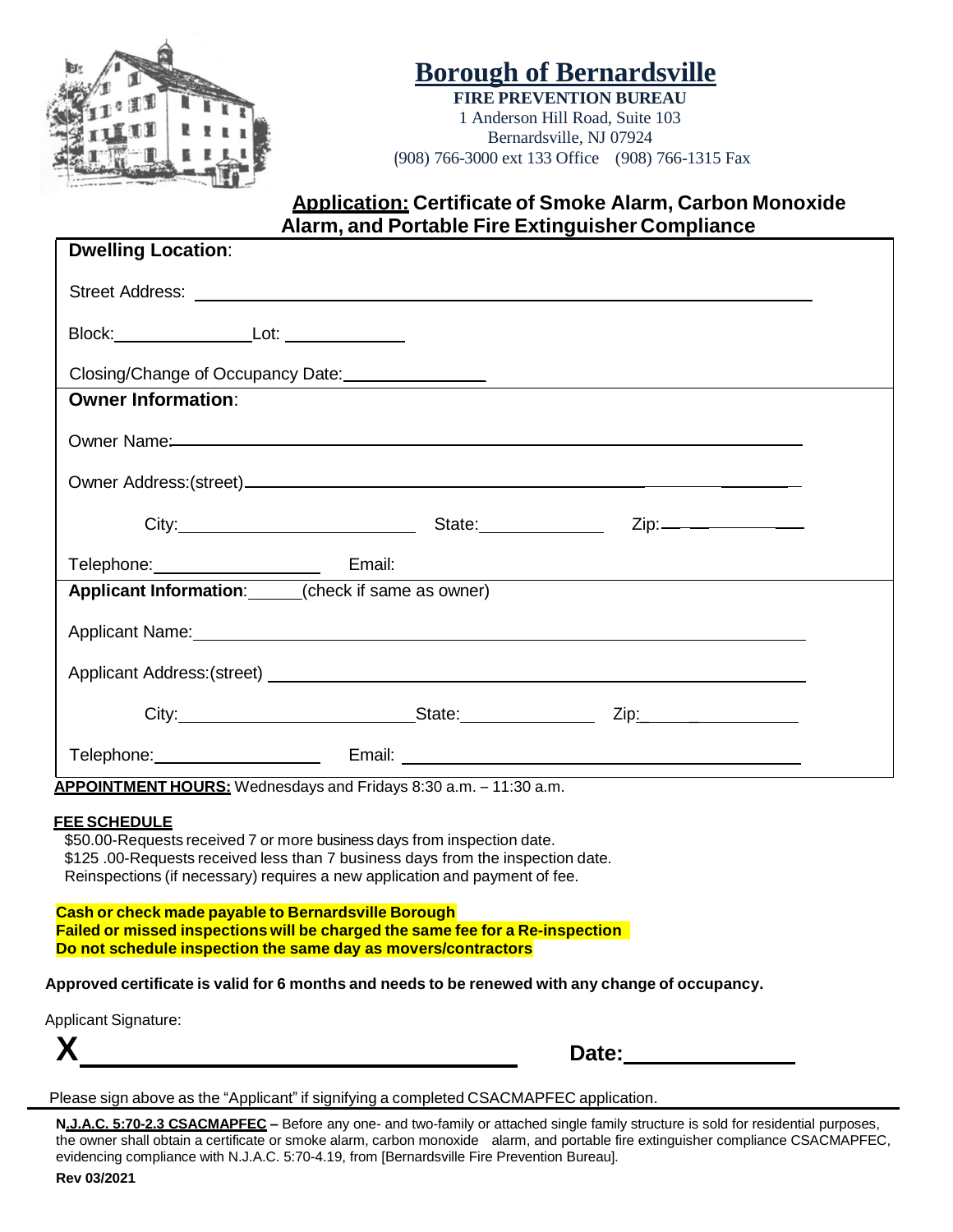# Borough of Bernardsville

**FIRE PREVENTION BUREAU**
1 Anderson Hill Road, Suite 103
Bernardsville, NJ 07924
(908) 766-3000 ext 133 Office (908) 766-1315 Fax

## Application: Certificate of Smoke Alarm, Carbon Monoxide Alarm, and Portable Fire Extinguisher Compliance

**Dwelling Location**:

Street Address: ______________________________

Block: ______________ Lot: ______________

Closing/Change of Occupancy Date: ______________

**Owner Information**:

Owner Name: ______________________________

Owner Address:(street) ______________________________

City: ______________ State: ______________ Zip: ______________

Telephone: ______________ Email:

**Applicant Information**: ______(check if same as owner)

Applicant Name: ______________________________

Applicant Address:(street) ______________________________

City: ______________ State: ______________ Zip: ______________

Telephone: ______________ Email: ______________

**APPOINTMENT HOURS:** Wednesdays and Fridays 8:30 a.m. – 11:30 a.m.

**FEE SCHEDULE**

$50.00-Requests received 7 or more business days from inspection date.
$125 .00-Requests received less than 7 business days from the inspection date.
Reinspections (if necessary) requires a new application and payment of fee.

**Cash or check made payable to Bernardsville Borough**
**Failed or missed inspections will be charged the same fee for a Re-inspection**
**Do not schedule inspection the same day as movers/contractors**

**Approved certificate is valid for 6 months and needs to be renewed with any change of occupancy.**

Applicant Signature:

**X** ______________________________ **Date:** ______________

Please sign above as the "Applicant" if signifying a completed CSACMAPFEC application.

**N.J.A.C. 5:70-2.3 CSACMAPFEC –** Before any one- and two-family or attached single family structure is sold for residential purposes, the owner shall obtain a certificate or smoke alarm, carbon monoxide alarm, and portable fire extinguisher compliance CSACMAPFEC, evidencing compliance with N.J.A.C. 5:70-4.19, from [Bernardsville Fire Prevention Bureau].

**Rev 03/2021**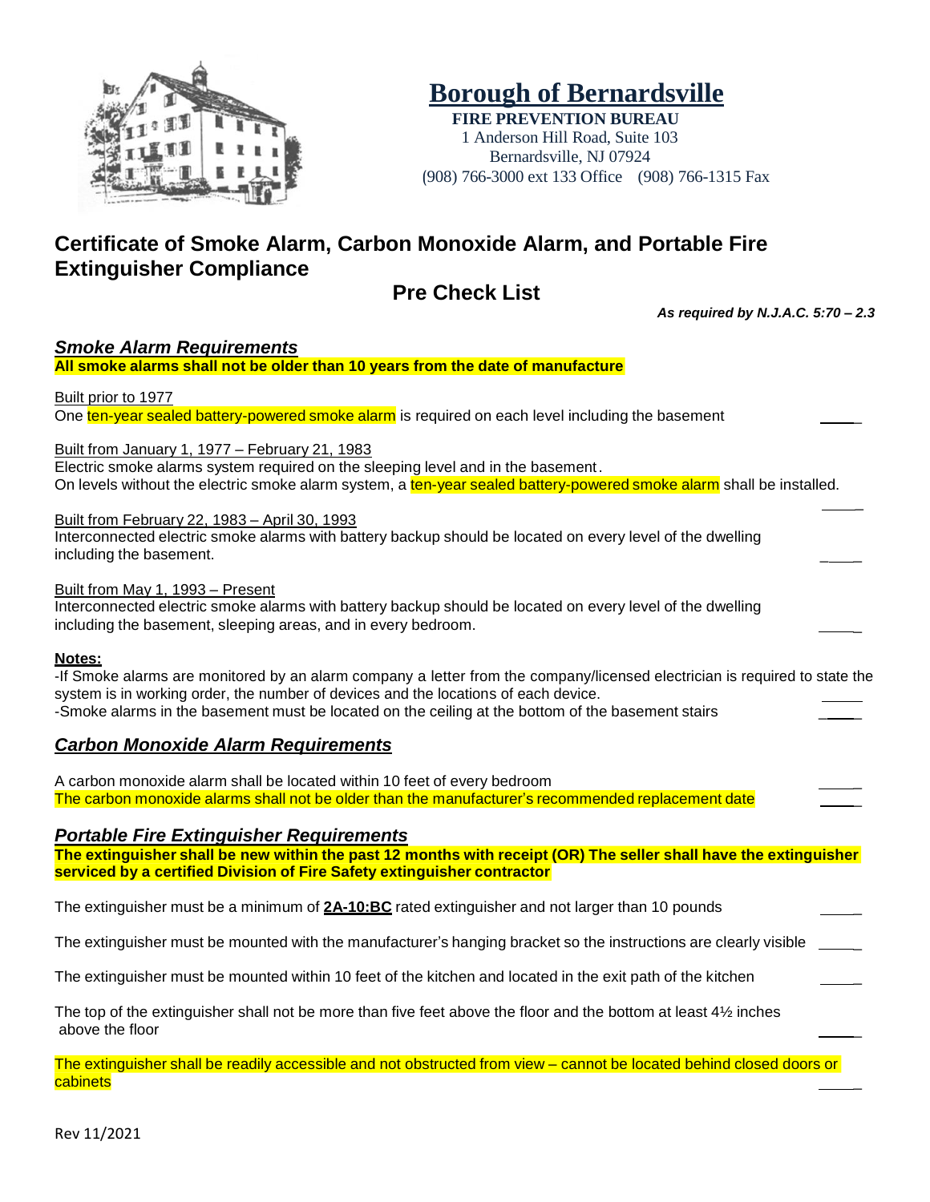# Borough of Bernardsville

**FIRE PREVENTION BUREAU**
1 Anderson Hill Road, Suite 103
Bernardsville, NJ 07924
(908) 766-3000 ext 133 Office (908) 766-1315 Fax

## Certificate of Smoke Alarm, Carbon Monoxide Alarm, and Portable Fire Extinguisher Compliance

### Pre Check List

***As required by N.J.A.C. 5:70 – 2.3***

### *Smoke Alarm Requirements*

**All smoke alarms shall not be older than 10 years from the date of manufacture**

Built prior to 1977
One ten-year sealed battery-powered smoke alarm is required on each level including the basement _____

Built from January 1, 1977 – February 21, 1983
Electric smoke alarms system required on the sleeping level and in the basement.
On levels without the electric smoke alarm system, a ten-year sealed battery-powered smoke alarm shall be installed. _____

Built from February 22, 1983 – April 30, 1993
Interconnected electric smoke alarms with battery backup should be located on every level of the dwelling including the basement. _____

Built from May 1, 1993 – Present
Interconnected electric smoke alarms with battery backup should be located on every level of the dwelling including the basement, sleeping areas, and in every bedroom. _____

**Notes:**
-If Smoke alarms are monitored by an alarm company a letter from the company/licensed electrician is required to state the system is in working order, the number of devices and the locations of each device. _____
-Smoke alarms in the basement must be located on the ceiling at the bottom of the basement stairs _____

### *Carbon Monoxide Alarm Requirements*

A carbon monoxide alarm shall be located within 10 feet of every bedroom _____
The carbon monoxide alarms shall not be older than the manufacturer's recommended replacement date _____

### *Portable Fire Extinguisher Requirements*

**The extinguisher shall be new within the past 12 months with receipt (OR) The seller shall have the extinguisher serviced by a certified Division of Fire Safety extinguisher contractor**

The extinguisher must be a minimum of **2A-10:BC** rated extinguisher and not larger than 10 pounds _____

The extinguisher must be mounted with the manufacturer's hanging bracket so the instructions are clearly visible _____

The extinguisher must be mounted within 10 feet of the kitchen and located in the exit path of the kitchen _____

The top of the extinguisher shall not be more than five feet above the floor and the bottom at least 4½ inches above the floor _____

The extinguisher shall be readily accessible and not obstructed from view – cannot be located behind closed doors or cabinets _____

Rev 11/2021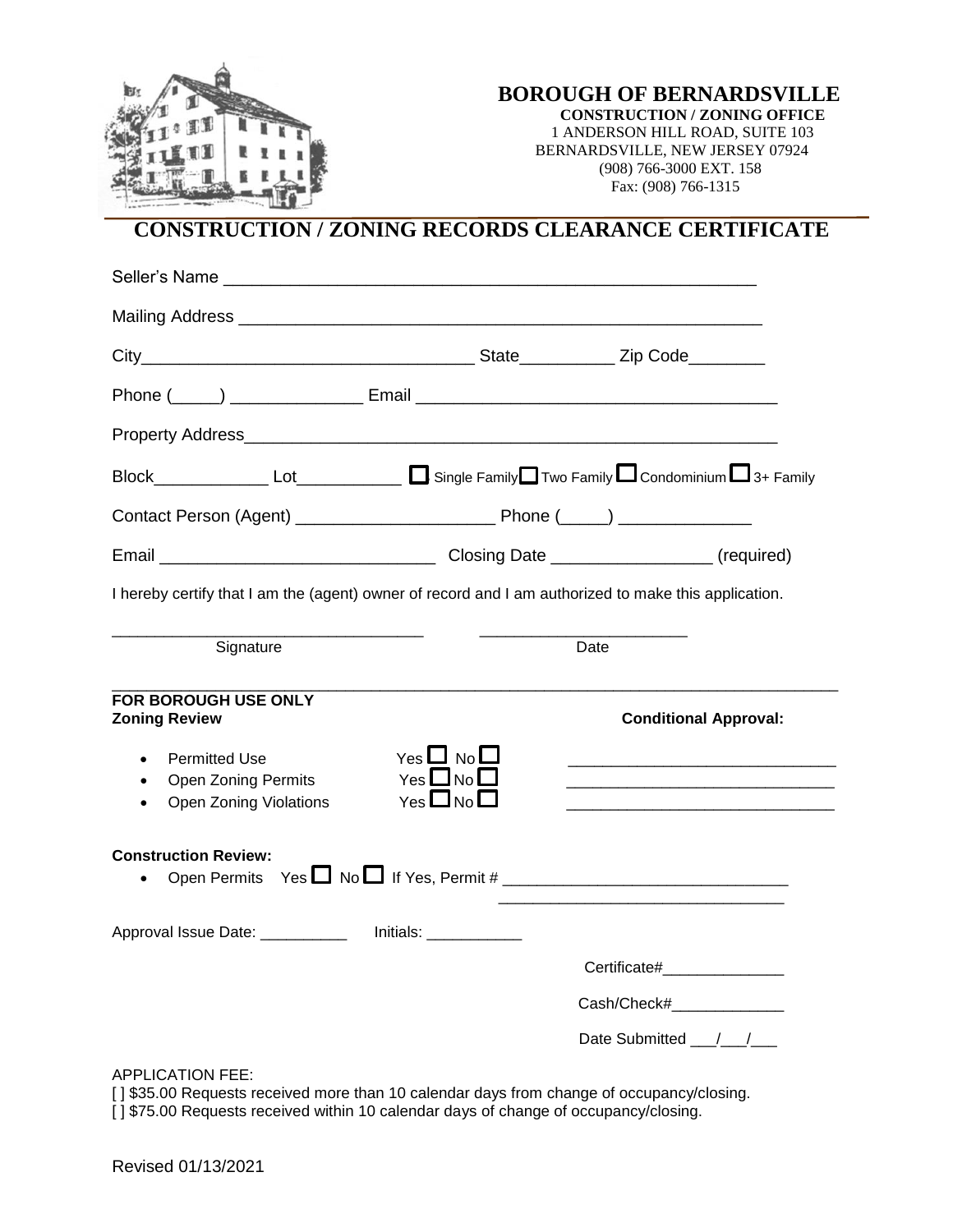# BOROUGH OF BERNARDSVILLE

**CONSTRUCTION / ZONING OFFICE**
1 ANDERSON HILL ROAD, SUITE 103
BERNARDSVILLE, NEW JERSEY 07924
(908) 766-3000 EXT. 158
Fax: (908) 766-1315

## CONSTRUCTION / ZONING RECORDS CLEARANCE CERTIFICATE

Seller's Name ________________________________________________________

Mailing Address ______________________________________________________

City_________________________________ State__________ Zip Code________

Phone (_____) ______________ Email ____________________________________

Property Address______________________________________________________

Block____________ Lot___________ ☐ Single Family ☐ Two Family ☐ Condominium ☐ 3+ Family

Contact Person (Agent) ____________________ Phone (_____) _____________

Email ____________________________ Closing Date ________________ (required)

I hereby certify that I am the (agent) owner of record and I am authorized to make this application.

_________________________________ Signature          _______________________ Date

---

**FOR BOROUGH USE ONLY**
**Zoning Review**

**Conditional Approval:**

- Permitted Use   Yes ☐ No ☐   ______________________________
- Open Zoning Permits   Yes ☐ No ☐   ______________________________
- Open Zoning Violations   Yes ☐ No ☐   ______________________________

**Construction Review:**

- Open Permits   Yes ☐ No ☐ If Yes, Permit # ________________________________
  ________________________________

Approval Issue Date: __________ Initials: ___________

Certificate#______________

Cash/Check#_____________

Date Submitted ___/___/___

APPLICATION FEE:
[ ] $35.00 Requests received more than 10 calendar days from change of occupancy/closing.
[ ] $75.00 Requests received within 10 calendar days of change of occupancy/closing.

Revised 01/13/2021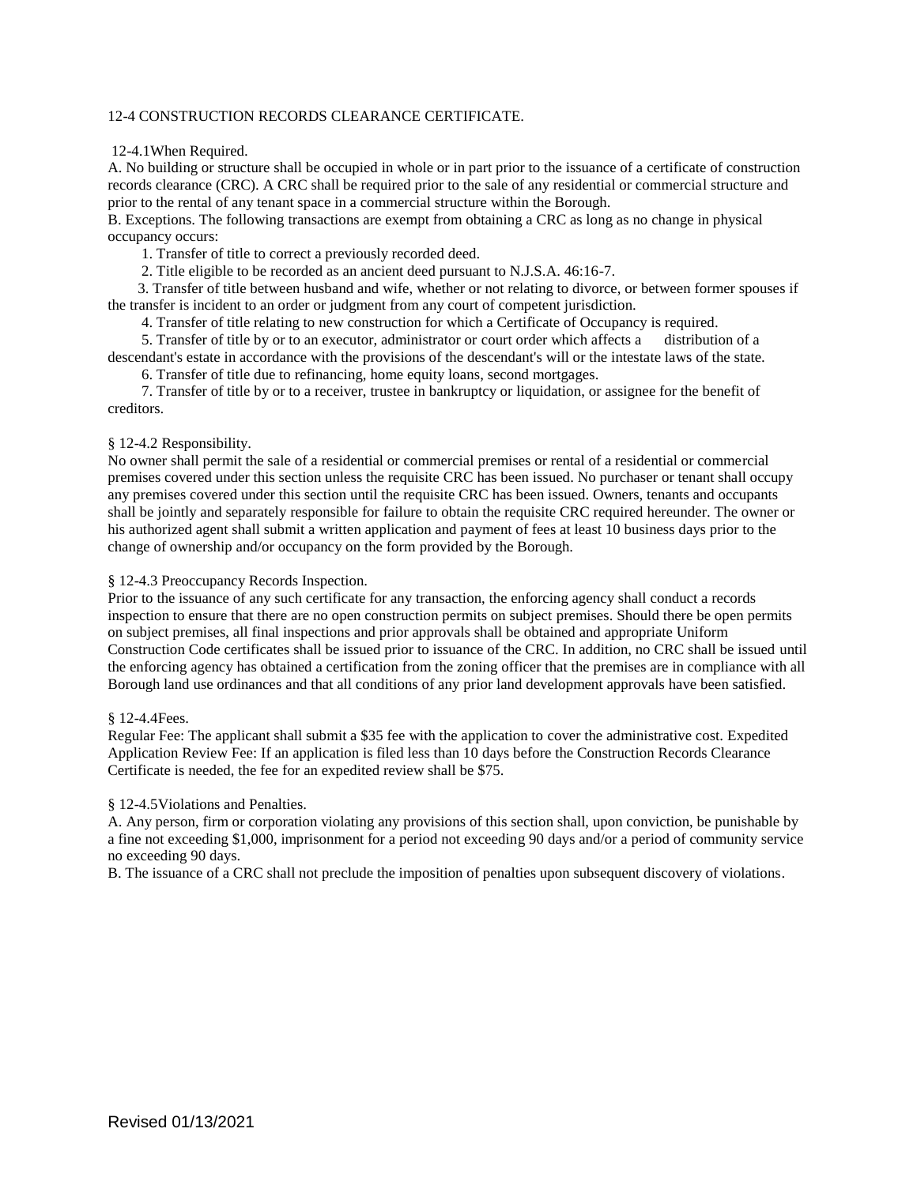## 12-4 CONSTRUCTION RECORDS CLEARANCE CERTIFICATE.

### 12-4.1When Required.

A. No building or structure shall be occupied in whole or in part prior to the issuance of a certificate of construction records clearance (CRC). A CRC shall be required prior to the sale of any residential or commercial structure and prior to the rental of any tenant space in a commercial structure within the Borough.

B. Exceptions. The following transactions are exempt from obtaining a CRC as long as no change in physical occupancy occurs:

1. Transfer of title to correct a previously recorded deed.
2. Title eligible to be recorded as an ancient deed pursuant to N.J.S.A. 46:16-7.
3. Transfer of title between husband and wife, whether or not relating to divorce, or between former spouses if the transfer is incident to an order or judgment from any court of competent jurisdiction.
4. Transfer of title relating to new construction for which a Certificate of Occupancy is required.
5. Transfer of title by or to an executor, administrator or court order which affects a distribution of a descendant's estate in accordance with the provisions of the descendant's will or the intestate laws of the state.
6. Transfer of title due to refinancing, home equity loans, second mortgages.
7. Transfer of title by or to a receiver, trustee in bankruptcy or liquidation, or assignee for the benefit of creditors.

### § 12-4.2 Responsibility.

No owner shall permit the sale of a residential or commercial premises or rental of a residential or commercial premises covered under this section unless the requisite CRC has been issued. No purchaser or tenant shall occupy any premises covered under this section until the requisite CRC has been issued. Owners, tenants and occupants shall be jointly and separately responsible for failure to obtain the requisite CRC required hereunder. The owner or his authorized agent shall submit a written application and payment of fees at least 10 business days prior to the change of ownership and/or occupancy on the form provided by the Borough.

### § 12-4.3 Preoccupancy Records Inspection.

Prior to the issuance of any such certificate for any transaction, the enforcing agency shall conduct a records inspection to ensure that there are no open construction permits on subject premises. Should there be open permits on subject premises, all final inspections and prior approvals shall be obtained and appropriate Uniform Construction Code certificates shall be issued prior to issuance of the CRC. In addition, no CRC shall be issued until the enforcing agency has obtained a certification from the zoning officer that the premises are in compliance with all Borough land use ordinances and that all conditions of any prior land development approvals have been satisfied.

### § 12-4.4Fees.

Regular Fee: The applicant shall submit a $35 fee with the application to cover the administrative cost. Expedited Application Review Fee: If an application is filed less than 10 days before the Construction Records Clearance Certificate is needed, the fee for an expedited review shall be $75.

### § 12-4.5Violations and Penalties.

A. Any person, firm or corporation violating any provisions of this section shall, upon conviction, be punishable by a fine not exceeding $1,000, imprisonment for a period not exceeding 90 days and/or a period of community service no exceeding 90 days.

B. The issuance of a CRC shall not preclude the imposition of penalties upon subsequent discovery of violations.

Revised 01/13/2021